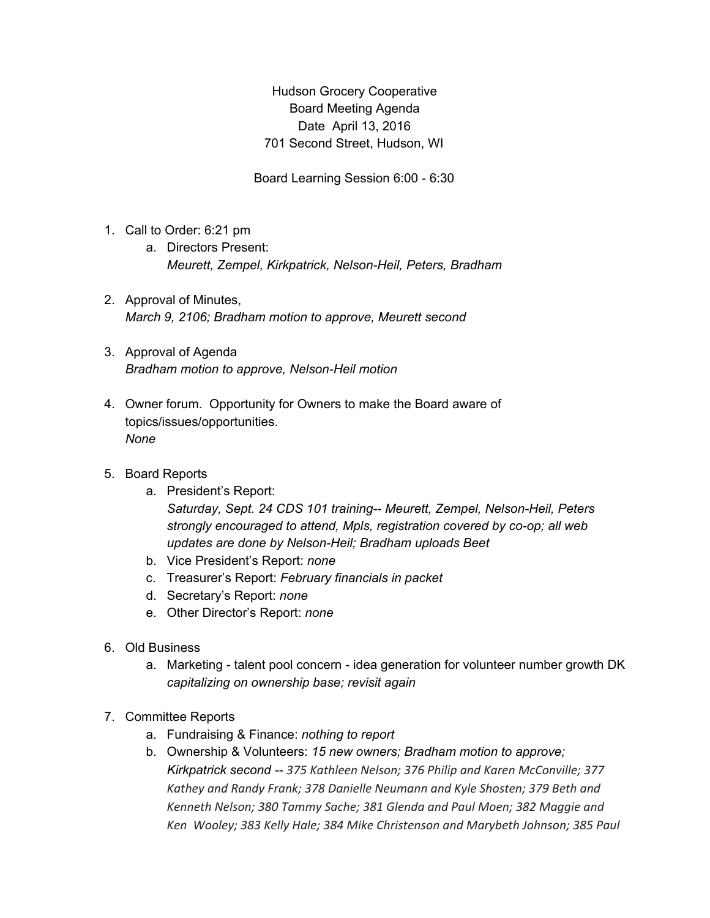Hudson Grocery Cooperative
Board Meeting Agenda
Date April 13, 2016
701 Second Street, Hudson, WI

Board Learning Session 6:00 - 6:30

1. Call to Order: 6:21 pm
   a. Directors Present:
      *Meurett, Zempel, Kirkpatrick, Nelson-Heil, Peters, Bradham*

2. Approval of Minutes,
   *March 9, 2106; Bradham motion to approve, Meurett second*

3. Approval of Agenda
   *Bradham motion to approve, Nelson-Heil motion*

4. Owner forum. Opportunity for Owners to make the Board aware of topics/issues/opportunities.
   *None*

5. Board Reports
   a. President's Report:
      *Saturday, Sept. 24 CDS 101 training-- Meurett, Zempel, Nelson-Heil, Peters strongly encouraged to attend, Mpls, registration covered by co-op; all web updates are done by Nelson-Heil; Bradham uploads Beet*
   b. Vice President's Report: *none*
   c. Treasurer's Report: *February financials in packet*
   d. Secretary's Report: *none*
   e. Other Director's Report: *none*

6. Old Business
   a. Marketing - talent pool concern - idea generation for volunteer number growth DK
      *capitalizing on ownership base; revisit again*

7. Committee Reports
   a. Fundraising & Finance: *nothing to report*
   b. Ownership & Volunteers: *15 new owners; Bradham motion to approve; Kirkpatrick second -- 375 Kathleen Nelson; 376 Philip and Karen McConville; 377 Kathey and Randy Frank; 378 Danielle Neumann and Kyle Shosten; 379 Beth and Kenneth Nelson; 380 Tammy Sache; 381 Glenda and Paul Moen; 382 Maggie and Ken Wooley; 383 Kelly Hale; 384 Mike Christenson and Marybeth Johnson; 385 Paul*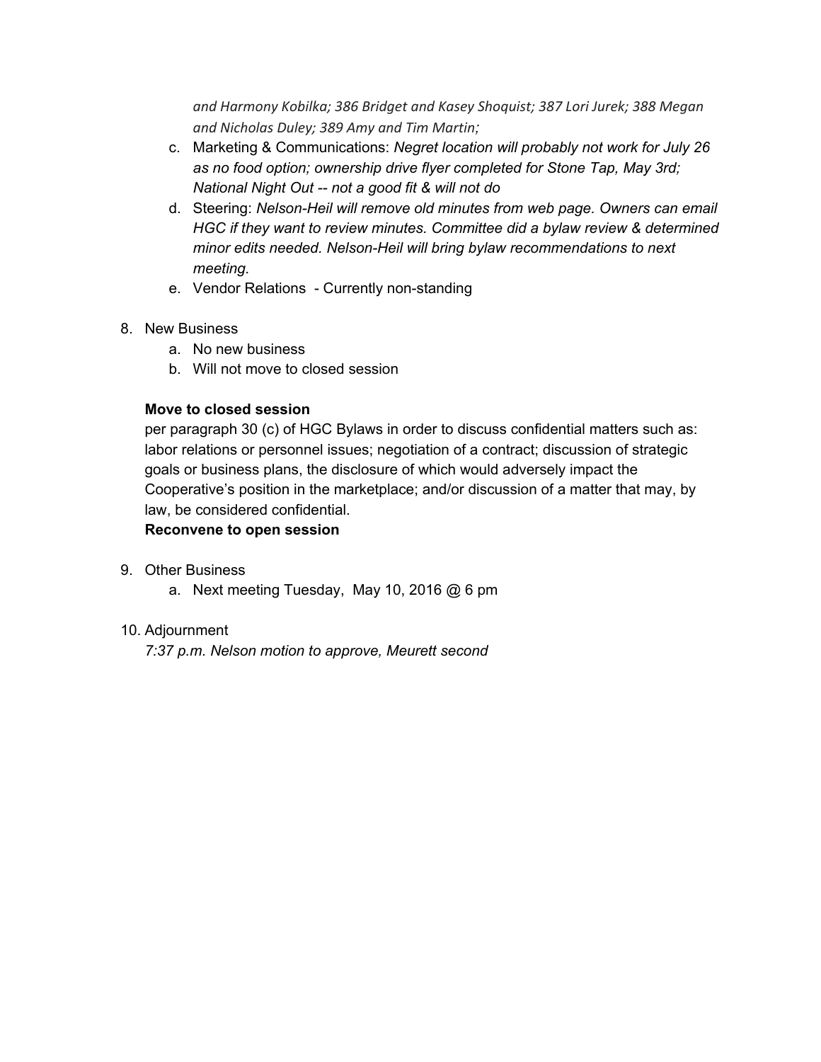*and Harmony Kobilka; 386 Bridget and Kasey Shoquist; 387 Lori Jurek; 388 Megan and Nicholas Duley; 389 Amy and Tim Martin;*

c. Marketing & Communications: *Negret location will probably not work for July 26 as no food option; ownership drive flyer completed for Stone Tap, May 3rd; National Night Out -- not a good fit & will not do*

d. Steering: *Nelson-Heil will remove old minutes from web page. Owners can email HGC if they want to review minutes. Committee did a bylaw review & determined minor edits needed. Nelson-Heil will bring bylaw recommendations to next meeting.*

e. Vendor Relations - Currently non-standing

8. New Business
   a. No new business
   b. Will not move to closed session

**Move to closed session**

per paragraph 30 (c) of HGC Bylaws in order to discuss confidential matters such as: labor relations or personnel issues; negotiation of a contract; discussion of strategic goals or business plans, the disclosure of which would adversely impact the Cooperative's position in the marketplace; and/or discussion of a matter that may, by law, be considered confidential.

**Reconvene to open session**

9. Other Business
   a. Next meeting Tuesday, May 10, 2016 @ 6 pm

10. Adjournment

*7:37 p.m. Nelson motion to approve, Meurett second*